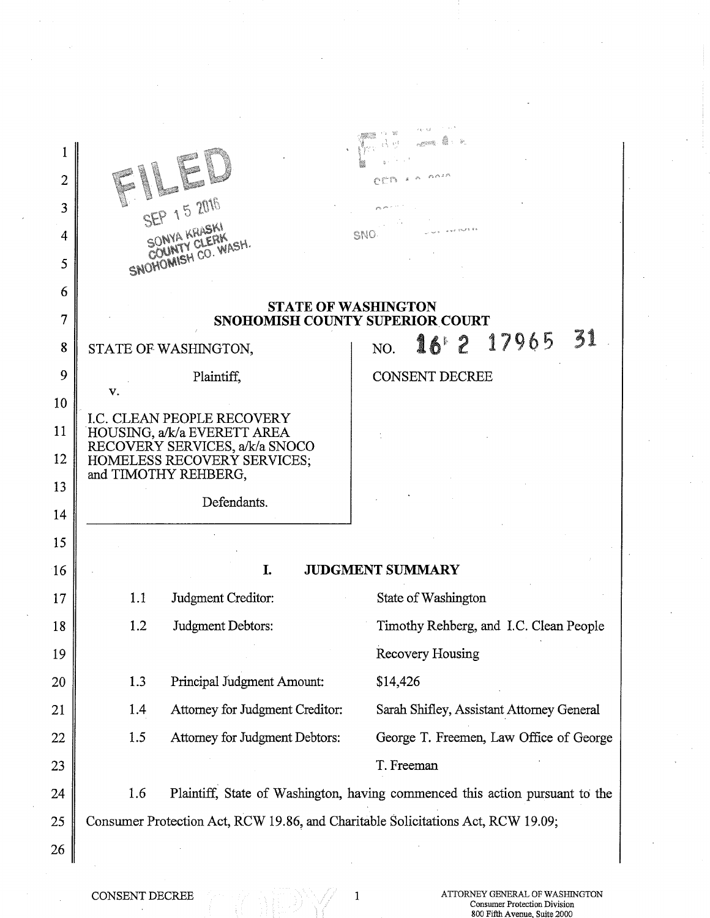FILED
SEP 15 2016
SONYA KRASKI
COUNTY CLERK
SNOHOMISH CO. WASH.

**STATE OF WASHINGTON**
**SNOHOMISH COUNTY SUPERIOR COURT**

| | |
|---|---|
| STATE OF WASHINGTON,<br><br>Plaintiff,<br><br>v.<br><br>I.C. CLEAN PEOPLE RECOVERY HOUSING, a/k/a EVERETT AREA RECOVERY SERVICES, a/k/a SNOCO HOMELESS RECOVERY SERVICES; and TIMOTHY REHBERG,<br><br>Defendants. | NO. 16 2 17965 31<br><br>CONSENT DECREE |

## I. JUDGMENT SUMMARY

| | | |
|---|---|---|
| 1.1 | Judgment Creditor: | State of Washington |
| 1.2 | Judgment Debtors: | Timothy Rehberg, and I.C. Clean People Recovery Housing |
| 1.3 | Principal Judgment Amount: | $14,426 |
| 1.4 | Attorney for Judgment Creditor: | Sarah Shifley, Assistant Attorney General |
| 1.5 | Attorney for Judgment Debtors: | George T. Freemen, Law Office of George T. Freeman |

1.6 Plaintiff, State of Washington, having commenced this action pursuant to the Consumer Protection Act, RCW 19.86, and Charitable Solicitations Act, RCW 19.09;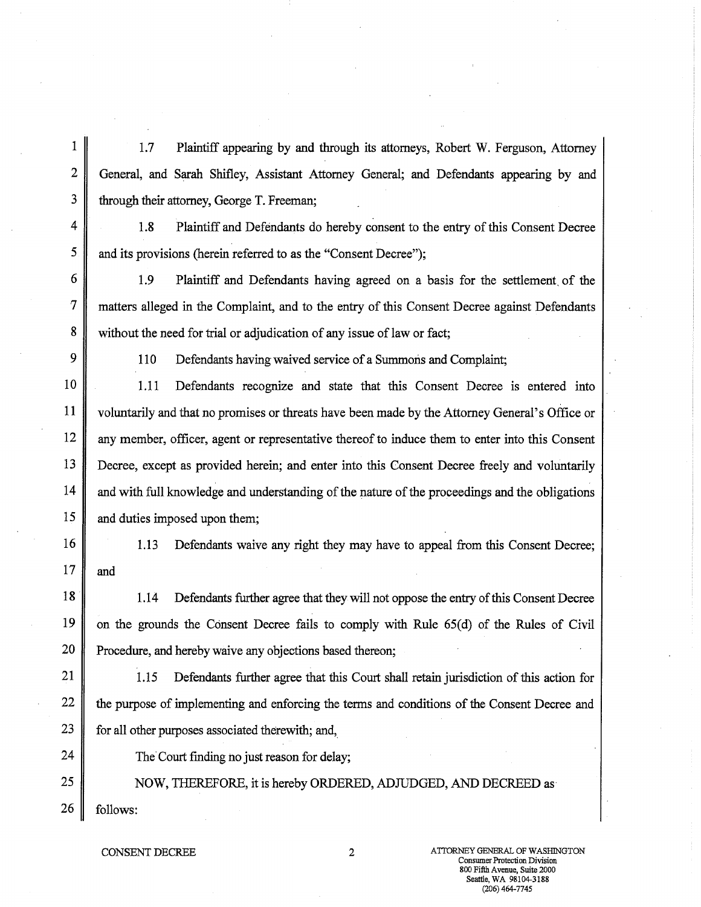1.7 Plaintiff appearing by and through its attorneys, Robert W. Ferguson, Attorney General, and Sarah Shifley, Assistant Attorney General; and Defendants appearing by and through their attorney, George T. Freeman;

1.8 Plaintiff and Defendants do hereby consent to the entry of this Consent Decree and its provisions (herein referred to as the "Consent Decree");

1.9 Plaintiff and Defendants having agreed on a basis for the settlement of the matters alleged in the Complaint, and to the entry of this Consent Decree against Defendants without the need for trial or adjudication of any issue of law or fact;

110 Defendants having waived service of a Summons and Complaint;

1.11 Defendants recognize and state that this Consent Decree is entered into voluntarily and that no promises or threats have been made by the Attorney General's Office or any member, officer, agent or representative thereof to induce them to enter into this Consent Decree, except as provided herein; and enter into this Consent Decree freely and voluntarily and with full knowledge and understanding of the nature of the proceedings and the obligations and duties imposed upon them;

1.13 Defendants waive any right they may have to appeal from this Consent Decree; and

1.14 Defendants further agree that they will not oppose the entry of this Consent Decree on the grounds the Consent Decree fails to comply with Rule 65(d) of the Rules of Civil Procedure, and hereby waive any objections based thereon;

1.15 Defendants further agree that this Court shall retain jurisdiction of this action for the purpose of implementing and enforcing the terms and conditions of the Consent Decree and for all other purposes associated therewith; and,

The Court finding no just reason for delay;

NOW, THEREFORE, it is hereby ORDERED, ADJUDGED, AND DECREED as follows: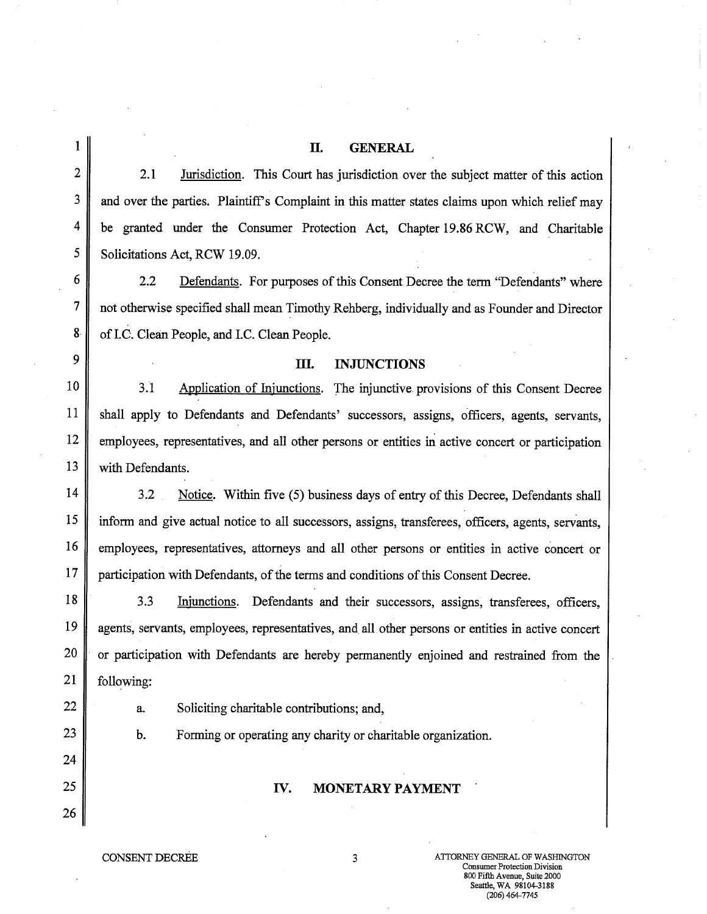## II. GENERAL

2.1 Jurisdiction. This Court has jurisdiction over the subject matter of this action and over the parties. Plaintiff's Complaint in this matter states claims upon which relief may be granted under the Consumer Protection Act, Chapter 19.86 RCW, and Charitable Solicitations Act, RCW 19.09.

2.2 Defendants. For purposes of this Consent Decree the term "Defendants" where not otherwise specified shall mean Timothy Rehberg, individually and as Founder and Director of I.C. Clean People, and I.C. Clean People.

## III. INJUNCTIONS

3.1 Application of Injunctions. The injunctive provisions of this Consent Decree shall apply to Defendants and Defendants' successors, assigns, officers, agents, servants, employees, representatives, and all other persons or entities in active concert or participation with Defendants.

3.2 Notice. Within five (5) business days of entry of this Decree, Defendants shall inform and give actual notice to all successors, assigns, transferees, officers, agents, servants, employees, representatives, attorneys and all other persons or entities in active concert or participation with Defendants, of the terms and conditions of this Consent Decree.

3.3 Injunctions. Defendants and their successors, assigns, transferees, officers, agents, servants, employees, representatives, and all other persons or entities in active concert or participation with Defendants are hereby permanently enjoined and restrained from the following:

a. Soliciting charitable contributions; and,

b. Forming or operating any charity or charitable organization.

## IV. MONETARY PAYMENT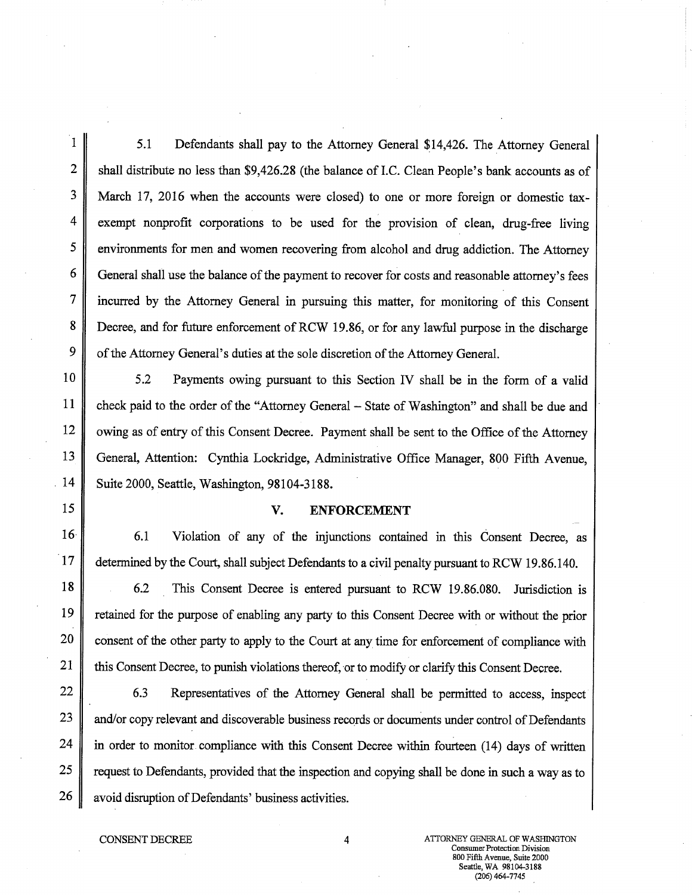5.1 Defendants shall pay to the Attorney General $14,426. The Attorney General shall distribute no less than $9,426.28 (the balance of I.C. Clean People's bank accounts as of March 17, 2016 when the accounts were closed) to one or more foreign or domestic tax-exempt nonprofit corporations to be used for the provision of clean, drug-free living environments for men and women recovering from alcohol and drug addiction. The Attorney General shall use the balance of the payment to recover for costs and reasonable attorney's fees incurred by the Attorney General in pursuing this matter, for monitoring of this Consent Decree, and for future enforcement of RCW 19.86, or for any lawful purpose in the discharge of the Attorney General's duties at the sole discretion of the Attorney General.

5.2 Payments owing pursuant to this Section IV shall be in the form of a valid check paid to the order of the "Attorney General – State of Washington" and shall be due and owing as of entry of this Consent Decree. Payment shall be sent to the Office of the Attorney General, Attention: Cynthia Lockridge, Administrative Office Manager, 800 Fifth Avenue, Suite 2000, Seattle, Washington, 98104-3188.

## V. ENFORCEMENT

6.1 Violation of any of the injunctions contained in this Consent Decree, as determined by the Court, shall subject Defendants to a civil penalty pursuant to RCW 19.86.140.

6.2 This Consent Decree is entered pursuant to RCW 19.86.080. Jurisdiction is retained for the purpose of enabling any party to this Consent Decree with or without the prior consent of the other party to apply to the Court at any time for enforcement of compliance with this Consent Decree, to punish violations thereof, or to modify or clarify this Consent Decree.

6.3 Representatives of the Attorney General shall be permitted to access, inspect and/or copy relevant and discoverable business records or documents under control of Defendants in order to monitor compliance with this Consent Decree within fourteen (14) days of written request to Defendants, provided that the inspection and copying shall be done in such a way as to avoid disruption of Defendants' business activities.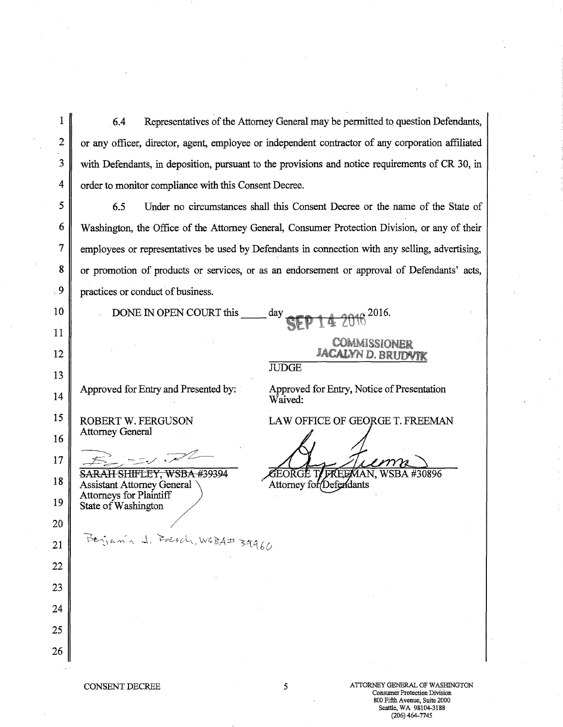6.4 Representatives of the Attorney General may be permitted to question Defendants, or any officer, director, agent, employee or independent contractor of any corporation affiliated with Defendants, in deposition, pursuant to the provisions and notice requirements of CR 30, in order to monitor compliance with this Consent Decree.

6.5 Under no circumstances shall this Consent Decree or the name of the State of Washington, the Office of the Attorney General, Consumer Protection Division, or any of their employees or representatives be used by Defendants in connection with any selling, advertising, or promotion of products or services, or as an endorsement or approval of Defendants' acts, practices or conduct of business.

DONE IN OPEN COURT this _____ day SEP 14 2016 2016.

COMMISSIONER
JACALYN D. BRUDVIK
JUDGE

Approved for Entry and Presented by:

ROBERT W. FERGUSON
Attorney General

~~SARAH SHIFLEY, WSBA #39394~~
Assistant Attorney General
Attorneys for Plaintiff
State of Washington

Benjamin J. Roesch, WSBA# 39960

Approved for Entry, Notice of Presentation Waived:

LAW OFFICE OF GEORGE T. FREEMAN

GEORGE T. FREEMAN, WSBA #30896
Attorney for Defendants

CONSENT DECREE

ATTORNEY GENERAL OF WASHINGTON
Consumer Protection Division
800 Fifth Avenue, Suite 2000
Seattle, WA 98104-3188
(206) 464-7745